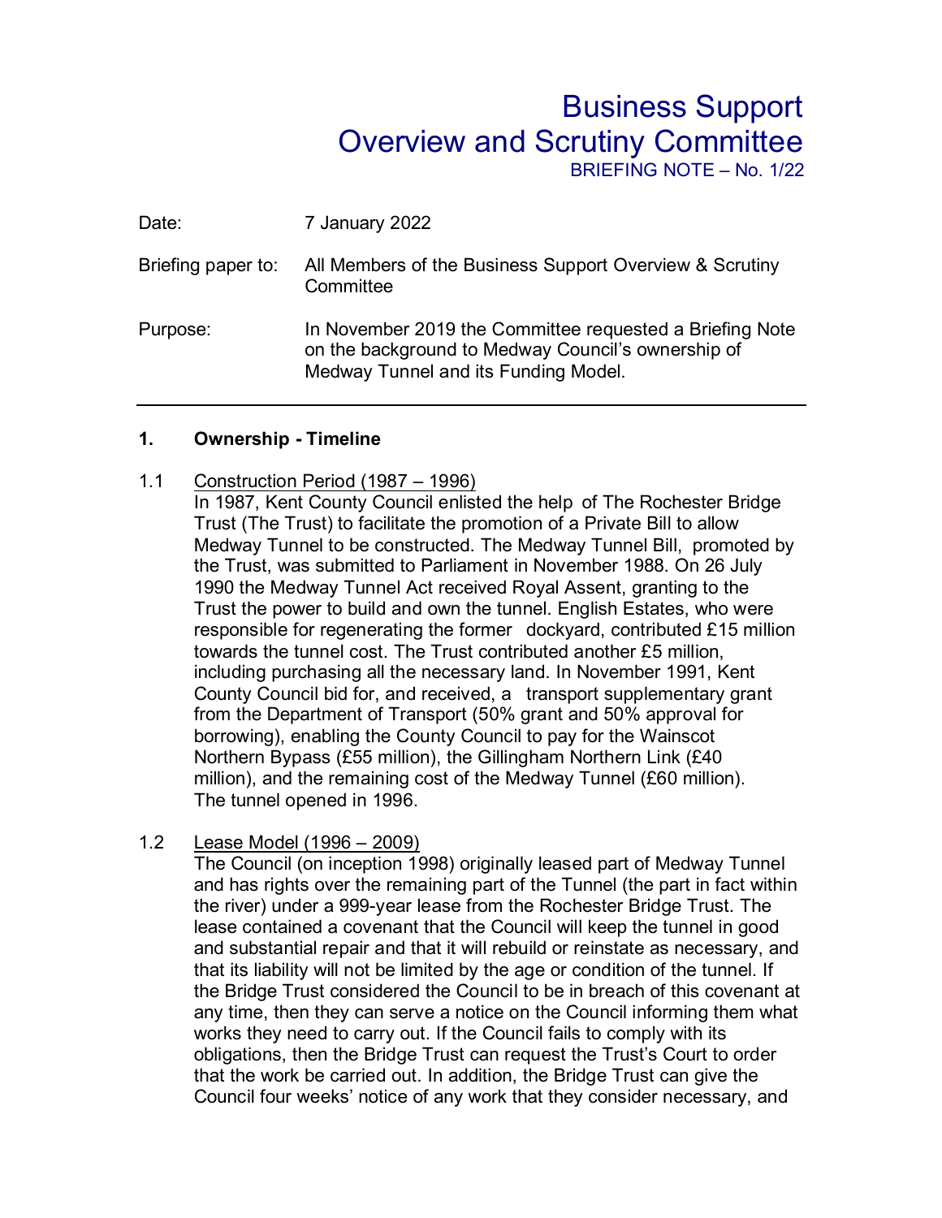# Business Support Overview and Scrutiny Committee

BRIEFING NOTE – No. 1/22

| | |
|---|---|
| Date: | 7 January 2022 |
| Briefing paper to: | All Members of the Business Support Overview & Scrutiny Committee |
| Purpose: | In November 2019 the Committee requested a Briefing Note on the background to Medway Council's ownership of Medway Tunnel and its Funding Model. |

---

## 1. Ownership - Timeline

1.1 Construction Period (1987 – 1996)

In 1987, Kent County Council enlisted the help of The Rochester Bridge Trust (The Trust) to facilitate the promotion of a Private Bill to allow Medway Tunnel to be constructed. The Medway Tunnel Bill, promoted by the Trust, was submitted to Parliament in November 1988. On 26 July 1990 the Medway Tunnel Act received Royal Assent, granting to the Trust the power to build and own the tunnel. English Estates, who were responsible for regenerating the former dockyard, contributed £15 million towards the tunnel cost. The Trust contributed another £5 million, including purchasing all the necessary land. In November 1991, Kent County Council bid for, and received, a transport supplementary grant from the Department of Transport (50% grant and 50% approval for borrowing), enabling the County Council to pay for the Wainscot Northern Bypass (£55 million), the Gillingham Northern Link (£40 million), and the remaining cost of the Medway Tunnel (£60 million). The tunnel opened in 1996.

1.2 Lease Model (1996 – 2009)

The Council (on inception 1998) originally leased part of Medway Tunnel and has rights over the remaining part of the Tunnel (the part in fact within the river) under a 999-year lease from the Rochester Bridge Trust. The lease contained a covenant that the Council will keep the tunnel in good and substantial repair and that it will rebuild or reinstate as necessary, and that its liability will not be limited by the age or condition of the tunnel. If the Bridge Trust considered the Council to be in breach of this covenant at any time, then they can serve a notice on the Council informing them what works they need to carry out. If the Council fails to comply with its obligations, then the Bridge Trust can request the Trust's Court to order that the work be carried out. In addition, the Bridge Trust can give the Council four weeks' notice of any work that they consider necessary, and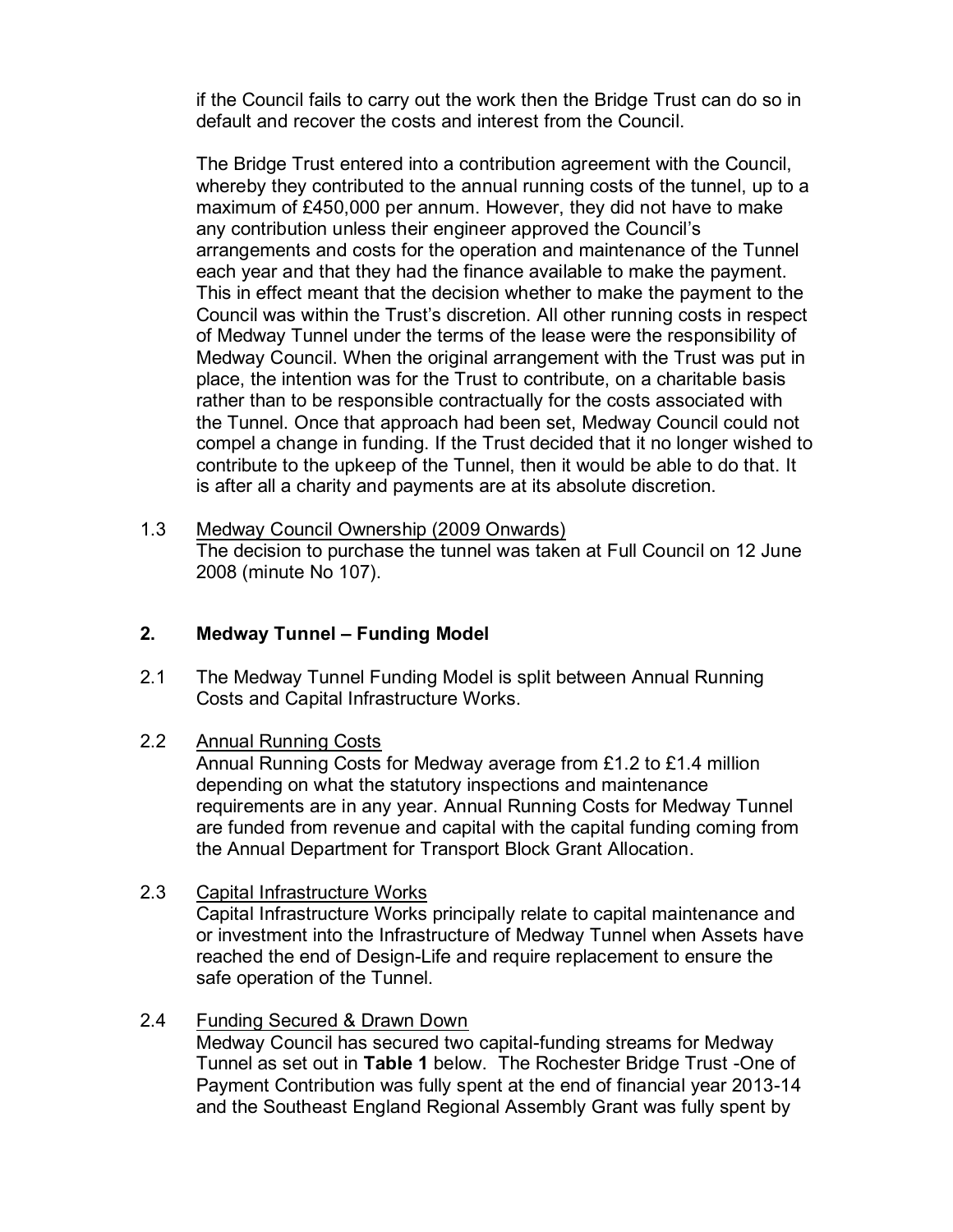if the Council fails to carry out the work then the Bridge Trust can do so in default and recover the costs and interest from the Council.

The Bridge Trust entered into a contribution agreement with the Council, whereby they contributed to the annual running costs of the tunnel, up to a maximum of £450,000 per annum. However, they did not have to make any contribution unless their engineer approved the Council's arrangements and costs for the operation and maintenance of the Tunnel each year and that they had the finance available to make the payment. This in effect meant that the decision whether to make the payment to the Council was within the Trust's discretion. All other running costs in respect of Medway Tunnel under the terms of the lease were the responsibility of Medway Council. When the original arrangement with the Trust was put in place, the intention was for the Trust to contribute, on a charitable basis rather than to be responsible contractually for the costs associated with the Tunnel. Once that approach had been set, Medway Council could not compel a change in funding. If the Trust decided that it no longer wished to contribute to the upkeep of the Tunnel, then it would be able to do that. It is after all a charity and payments are at its absolute discretion.

1.3 Medway Council Ownership (2009 Onwards)
The decision to purchase the tunnel was taken at Full Council on 12 June 2008 (minute No 107).

## 2. Medway Tunnel – Funding Model

2.1 The Medway Tunnel Funding Model is split between Annual Running Costs and Capital Infrastructure Works.

2.2 Annual Running Costs
Annual Running Costs for Medway average from £1.2 to £1.4 million depending on what the statutory inspections and maintenance requirements are in any year. Annual Running Costs for Medway Tunnel are funded from revenue and capital with the capital funding coming from the Annual Department for Transport Block Grant Allocation.

2.3 Capital Infrastructure Works
Capital Infrastructure Works principally relate to capital maintenance and or investment into the Infrastructure of Medway Tunnel when Assets have reached the end of Design-Life and require replacement to ensure the safe operation of the Tunnel.

2.4 Funding Secured & Drawn Down
Medway Council has secured two capital-funding streams for Medway Tunnel as set out in **Table 1** below. The Rochester Bridge Trust -One of Payment Contribution was fully spent at the end of financial year 2013-14 and the Southeast England Regional Assembly Grant was fully spent by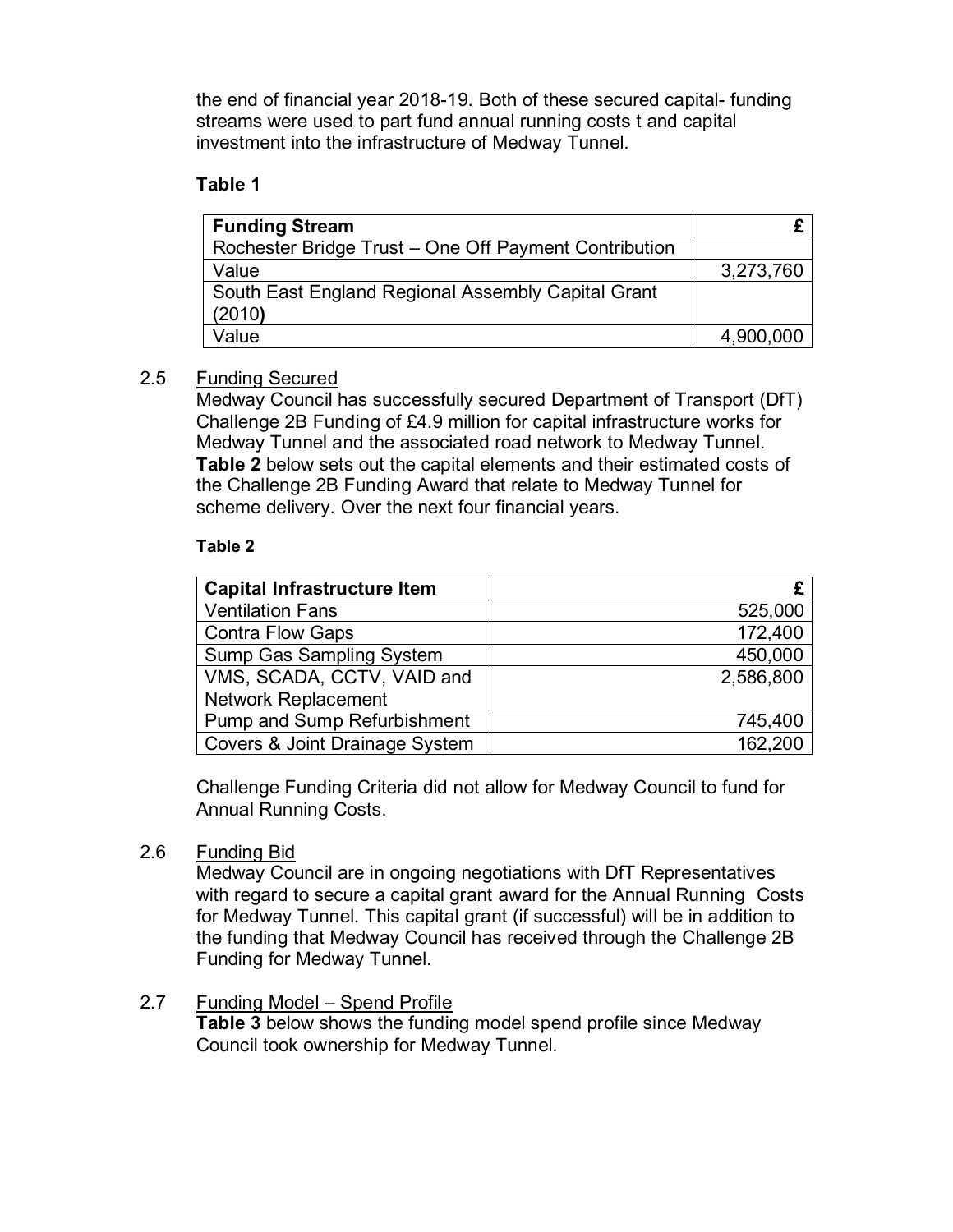the end of financial year 2018-19. Both of these secured capital- funding streams were used to part fund annual running costs t and capital investment into the infrastructure of Medway Tunnel.

**Table 1**

| **Funding Stream** | **£** |
|---|---|
| Rochester Bridge Trust – One Off Payment Contribution | |
| Value | 3,273,760 |
| South East England Regional Assembly Capital Grant (2010**)** | |
| Value | 4,900,000 |

2.5 Funding Secured

Medway Council has successfully secured Department of Transport (DfT) Challenge 2B Funding of £4.9 million for capital infrastructure works for Medway Tunnel and the associated road network to Medway Tunnel. **Table 2** below sets out the capital elements and their estimated costs of the Challenge 2B Funding Award that relate to Medway Tunnel for scheme delivery. Over the next four financial years.

**Table 2**

| **Capital Infrastructure Item** | **£** |
|---|---|
| Ventilation Fans | 525,000 |
| Contra Flow Gaps | 172,400 |
| Sump Gas Sampling System | 450,000 |
| VMS, SCADA, CCTV, VAID and Network Replacement | 2,586,800 |
| Pump and Sump Refurbishment | 745,400 |
| Covers & Joint Drainage System | 162,200 |

Challenge Funding Criteria did not allow for Medway Council to fund for Annual Running Costs.

2.6 Funding Bid

Medway Council are in ongoing negotiations with DfT Representatives with regard to secure a capital grant award for the Annual Running Costs for Medway Tunnel. This capital grant (if successful) will be in addition to the funding that Medway Council has received through the Challenge 2B Funding for Medway Tunnel.

2.7 Funding Model – Spend Profile

**Table 3** below shows the funding model spend profile since Medway Council took ownership for Medway Tunnel.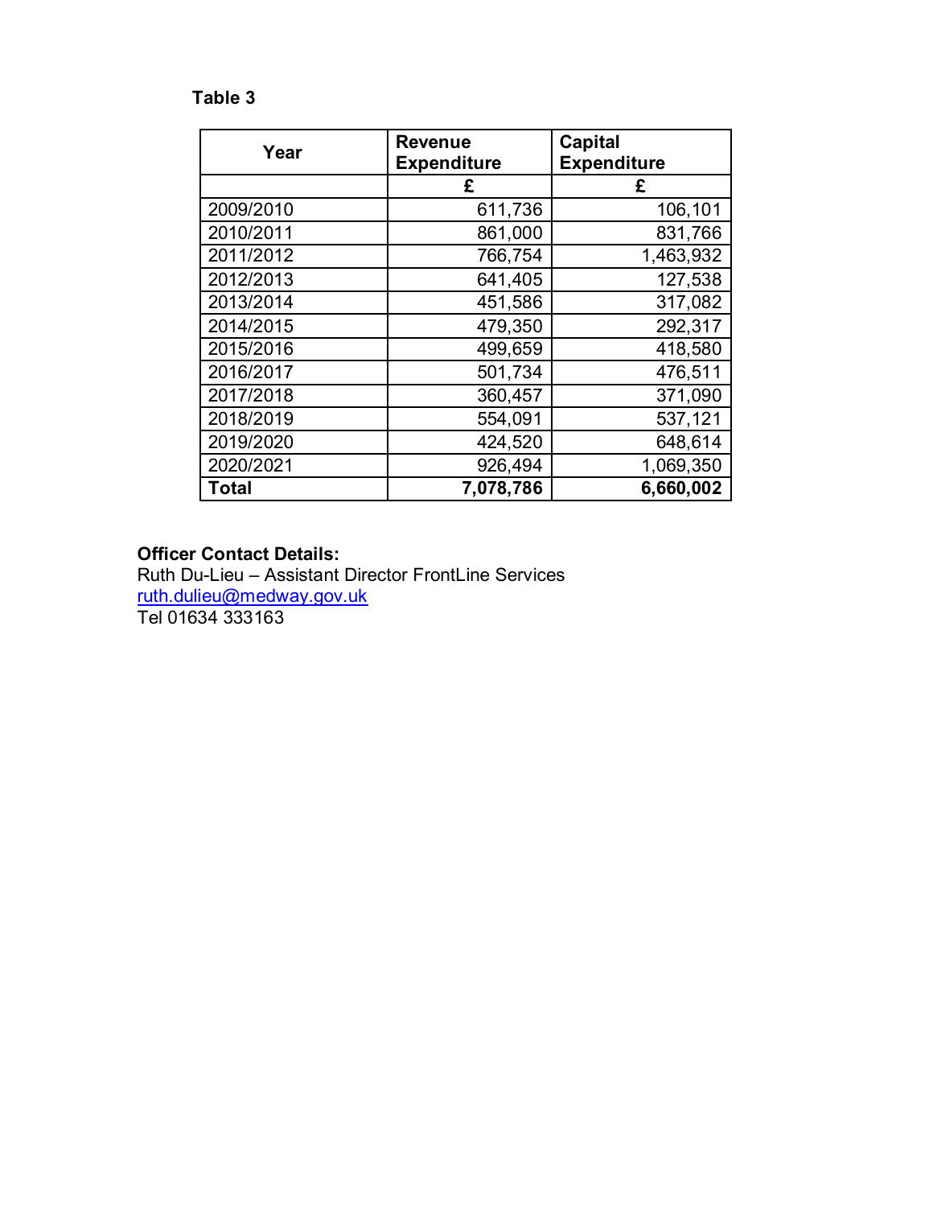**Table 3**

| Year | Revenue Expenditure | Capital Expenditure |
|---|---|---|
| | £ | £ |
| 2009/2010 | 611,736 | 106,101 |
| 2010/2011 | 861,000 | 831,766 |
| 2011/2012 | 766,754 | 1,463,932 |
| 2012/2013 | 641,405 | 127,538 |
| 2013/2014 | 451,586 | 317,082 |
| 2014/2015 | 479,350 | 292,317 |
| 2015/2016 | 499,659 | 418,580 |
| 2016/2017 | 501,734 | 476,511 |
| 2017/2018 | 360,457 | 371,090 |
| 2018/2019 | 554,091 | 537,121 |
| 2019/2020 | 424,520 | 648,614 |
| 2020/2021 | 926,494 | 1,069,350 |
| **Total** | **7,078,786** | **6,660,002** |

**Officer Contact Details:**
Ruth Du-Lieu – Assistant Director FrontLine Services
ruth.dulieu@medway.gov.uk
Tel 01634 333163